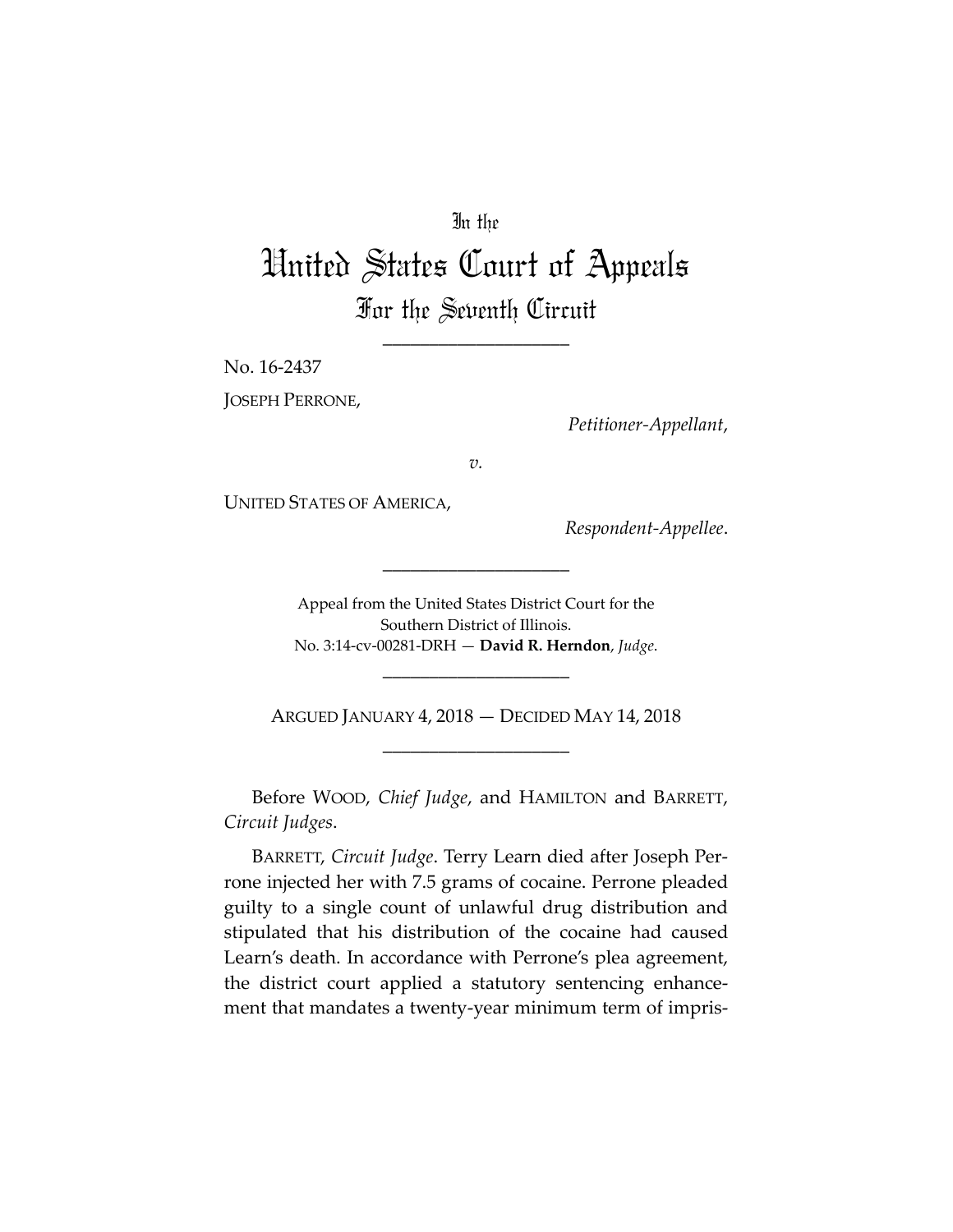In the

# United States Court of Appeals

## For the Seventh Circuit

____________________

No. 16-2437

JOSEPH PERRONE,

*Petitioner-Appellant*,

*v.*

UNITED STATES OF AMERICA,

*Respondent-Appellee*.

____________________

Appeal from the United States District Court for the Southern District of Illinois.
No. 3:14-cv-00281-DRH — **David R. Herndon**, *Judge*.

____________________

ARGUED JANUARY 4, 2018 — DECIDED MAY 14, 2018

____________________

Before WOOD, *Chief Judge*, and HAMILTON and BARRETT, *Circuit Judges*.

BARRETT, *Circuit Judge*. Terry Learn died after Joseph Perrone injected her with 7.5 grams of cocaine. Perrone pleaded guilty to a single count of unlawful drug distribution and stipulated that his distribution of the cocaine had caused Learn's death. In accordance with Perrone's plea agreement, the district court applied a statutory sentencing enhancement that mandates a twenty-year minimum term of impris-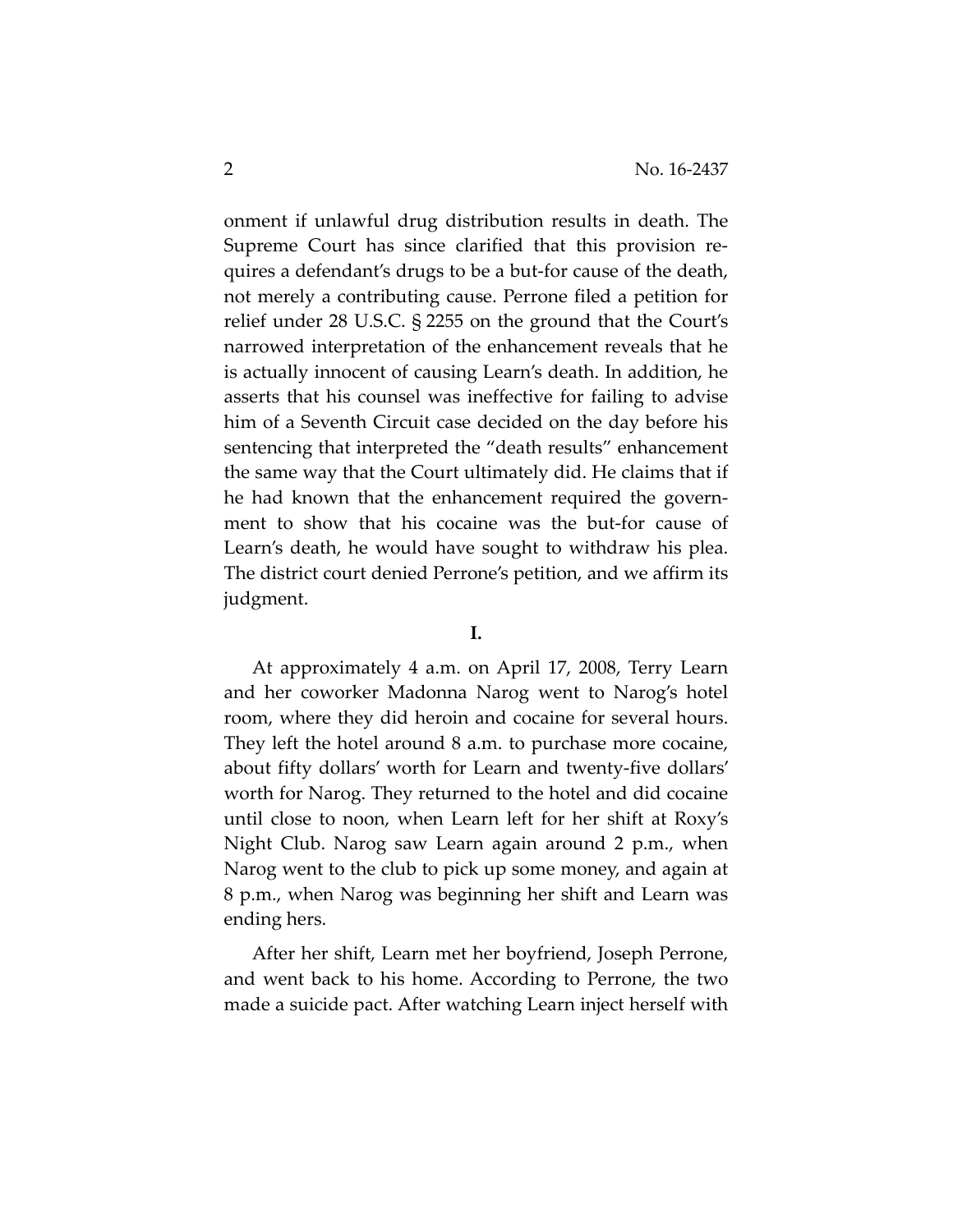onment if unlawful drug distribution results in death. The Supreme Court has since clarified that this provision requires a defendant's drugs to be a but-for cause of the death, not merely a contributing cause. Perrone filed a petition for relief under 28 U.S.C. § 2255 on the ground that the Court's narrowed interpretation of the enhancement reveals that he is actually innocent of causing Learn's death. In addition, he asserts that his counsel was ineffective for failing to advise him of a Seventh Circuit case decided on the day before his sentencing that interpreted the "death results" enhancement the same way that the Court ultimately did. He claims that if he had known that the enhancement required the government to show that his cocaine was the but-for cause of Learn's death, he would have sought to withdraw his plea. The district court denied Perrone's petition, and we affirm its judgment.

## I.

At approximately 4 a.m. on April 17, 2008, Terry Learn and her coworker Madonna Narog went to Narog's hotel room, where they did heroin and cocaine for several hours. They left the hotel around 8 a.m. to purchase more cocaine, about fifty dollars' worth for Learn and twenty-five dollars' worth for Narog. They returned to the hotel and did cocaine until close to noon, when Learn left for her shift at Roxy's Night Club. Narog saw Learn again around 2 p.m., when Narog went to the club to pick up some money, and again at 8 p.m., when Narog was beginning her shift and Learn was ending hers.

After her shift, Learn met her boyfriend, Joseph Perrone, and went back to his home. According to Perrone, the two made a suicide pact. After watching Learn inject herself with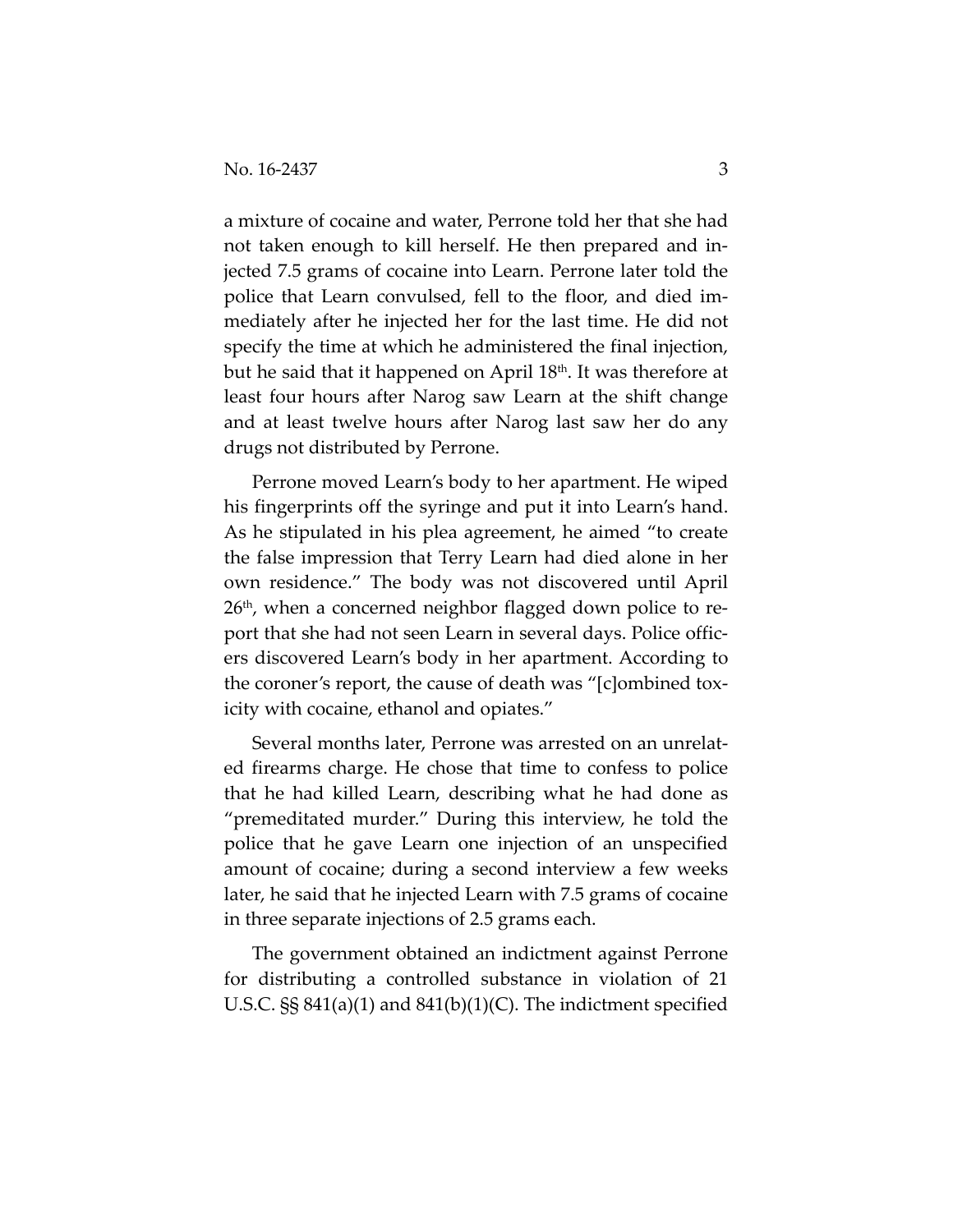a mixture of cocaine and water, Perrone told her that she had not taken enough to kill herself. He then prepared and injected 7.5 grams of cocaine into Learn. Perrone later told the police that Learn convulsed, fell to the floor, and died immediately after he injected her for the last time. He did not specify the time at which he administered the final injection, but he said that it happened on April 18th. It was therefore at least four hours after Narog saw Learn at the shift change and at least twelve hours after Narog last saw her do any drugs not distributed by Perrone.

Perrone moved Learn's body to her apartment. He wiped his fingerprints off the syringe and put it into Learn's hand. As he stipulated in his plea agreement, he aimed "to create the false impression that Terry Learn had died alone in her own residence." The body was not discovered until April 26th, when a concerned neighbor flagged down police to report that she had not seen Learn in several days. Police officers discovered Learn's body in her apartment. According to the coroner's report, the cause of death was "[c]ombined toxicity with cocaine, ethanol and opiates."

Several months later, Perrone was arrested on an unrelated firearms charge. He chose that time to confess to police that he had killed Learn, describing what he had done as "premeditated murder." During this interview, he told the police that he gave Learn one injection of an unspecified amount of cocaine; during a second interview a few weeks later, he said that he injected Learn with 7.5 grams of cocaine in three separate injections of 2.5 grams each.

The government obtained an indictment against Perrone for distributing a controlled substance in violation of 21 U.S.C. §§ 841(a)(1) and 841(b)(1)(C). The indictment specified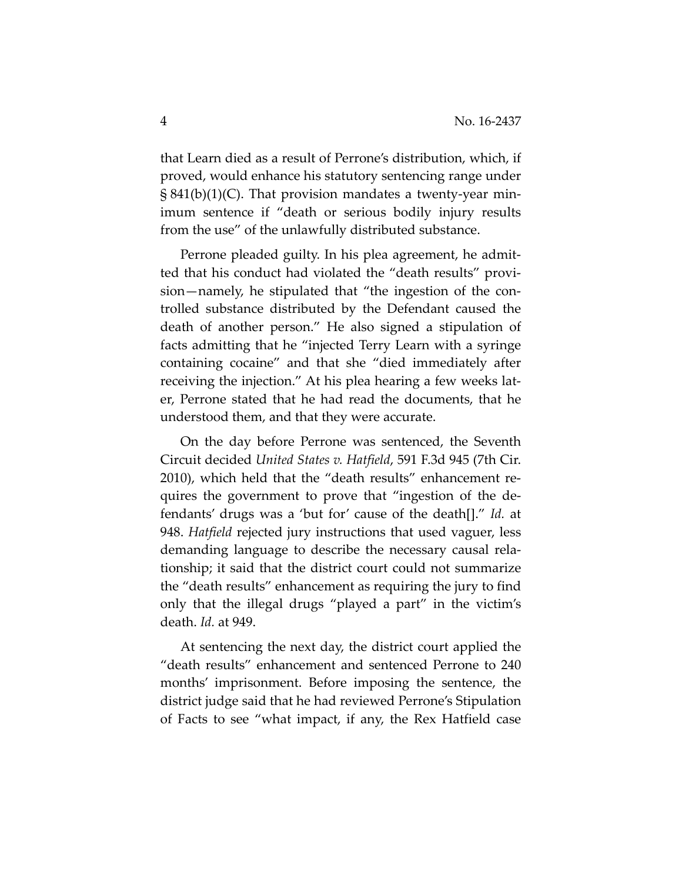that Learn died as a result of Perrone's distribution, which, if proved, would enhance his statutory sentencing range under § 841(b)(1)(C). That provision mandates a twenty-year minimum sentence if "death or serious bodily injury results from the use" of the unlawfully distributed substance.

Perrone pleaded guilty. In his plea agreement, he admitted that his conduct had violated the "death results" provision—namely, he stipulated that "the ingestion of the controlled substance distributed by the Defendant caused the death of another person." He also signed a stipulation of facts admitting that he "injected Terry Learn with a syringe containing cocaine" and that she "died immediately after receiving the injection." At his plea hearing a few weeks later, Perrone stated that he had read the documents, that he understood them, and that they were accurate.

On the day before Perrone was sentenced, the Seventh Circuit decided *United States v. Hatfield*, 591 F.3d 945 (7th Cir. 2010), which held that the "death results" enhancement requires the government to prove that "ingestion of the defendants' drugs was a 'but for' cause of the death[]." *Id.* at 948. *Hatfield* rejected jury instructions that used vaguer, less demanding language to describe the necessary causal relationship; it said that the district court could not summarize the "death results" enhancement as requiring the jury to find only that the illegal drugs "played a part" in the victim's death. *Id.* at 949.

At sentencing the next day, the district court applied the "death results" enhancement and sentenced Perrone to 240 months' imprisonment. Before imposing the sentence, the district judge said that he had reviewed Perrone's Stipulation of Facts to see "what impact, if any, the Rex Hatfield case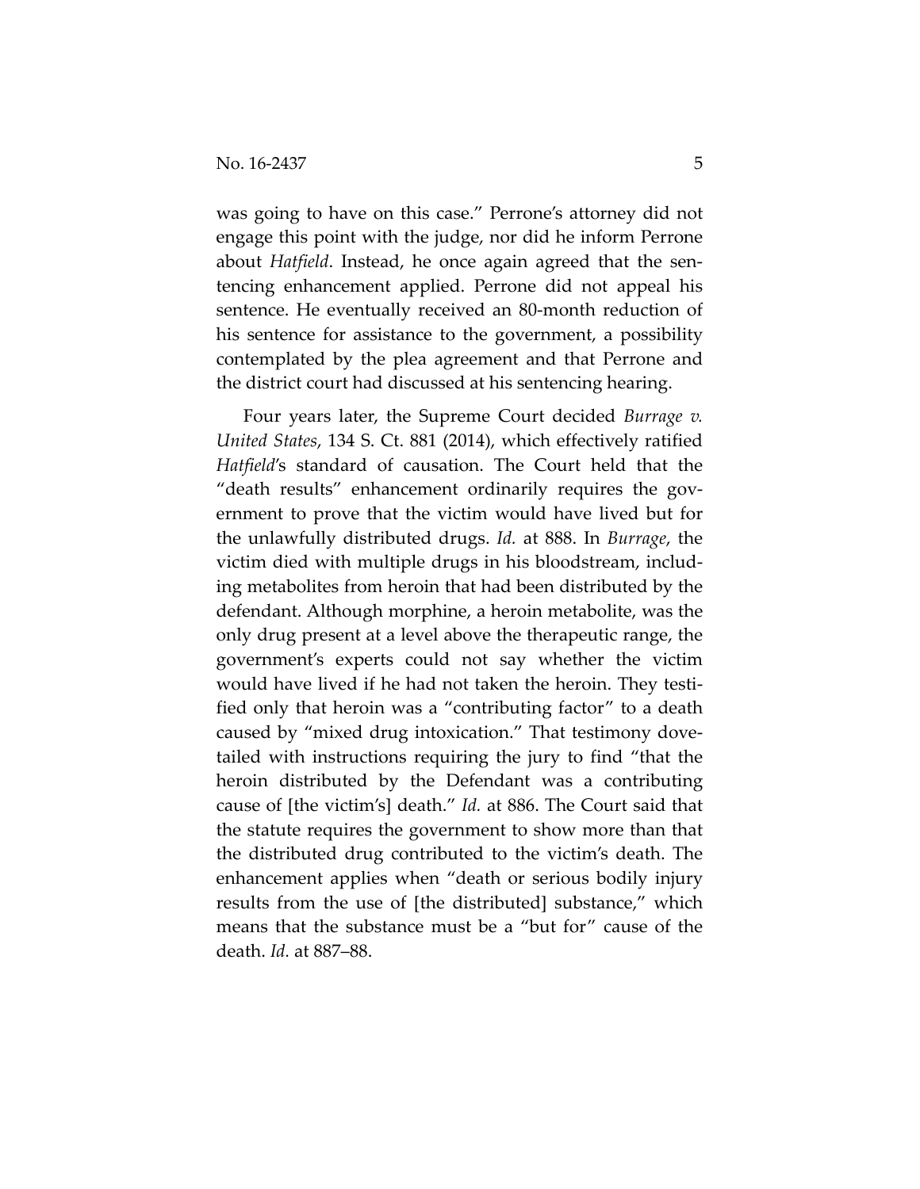was going to have on this case." Perrone's attorney did not engage this point with the judge, nor did he inform Perrone about *Hatfield*. Instead, he once again agreed that the sentencing enhancement applied. Perrone did not appeal his sentence. He eventually received an 80-month reduction of his sentence for assistance to the government, a possibility contemplated by the plea agreement and that Perrone and the district court had discussed at his sentencing hearing.

Four years later, the Supreme Court decided *Burrage v. United States*, 134 S. Ct. 881 (2014), which effectively ratified *Hatfield*'s standard of causation. The Court held that the "death results" enhancement ordinarily requires the government to prove that the victim would have lived but for the unlawfully distributed drugs. *Id.* at 888. In *Burrage*, the victim died with multiple drugs in his bloodstream, including metabolites from heroin that had been distributed by the defendant. Although morphine, a heroin metabolite, was the only drug present at a level above the therapeutic range, the government's experts could not say whether the victim would have lived if he had not taken the heroin. They testified only that heroin was a "contributing factor" to a death caused by "mixed drug intoxication." That testimony dovetailed with instructions requiring the jury to find "that the heroin distributed by the Defendant was a contributing cause of [the victim's] death." *Id.* at 886. The Court said that the statute requires the government to show more than that the distributed drug contributed to the victim's death. The enhancement applies when "death or serious bodily injury results from the use of [the distributed] substance," which means that the substance must be a "but for" cause of the death. *Id.* at 887–88.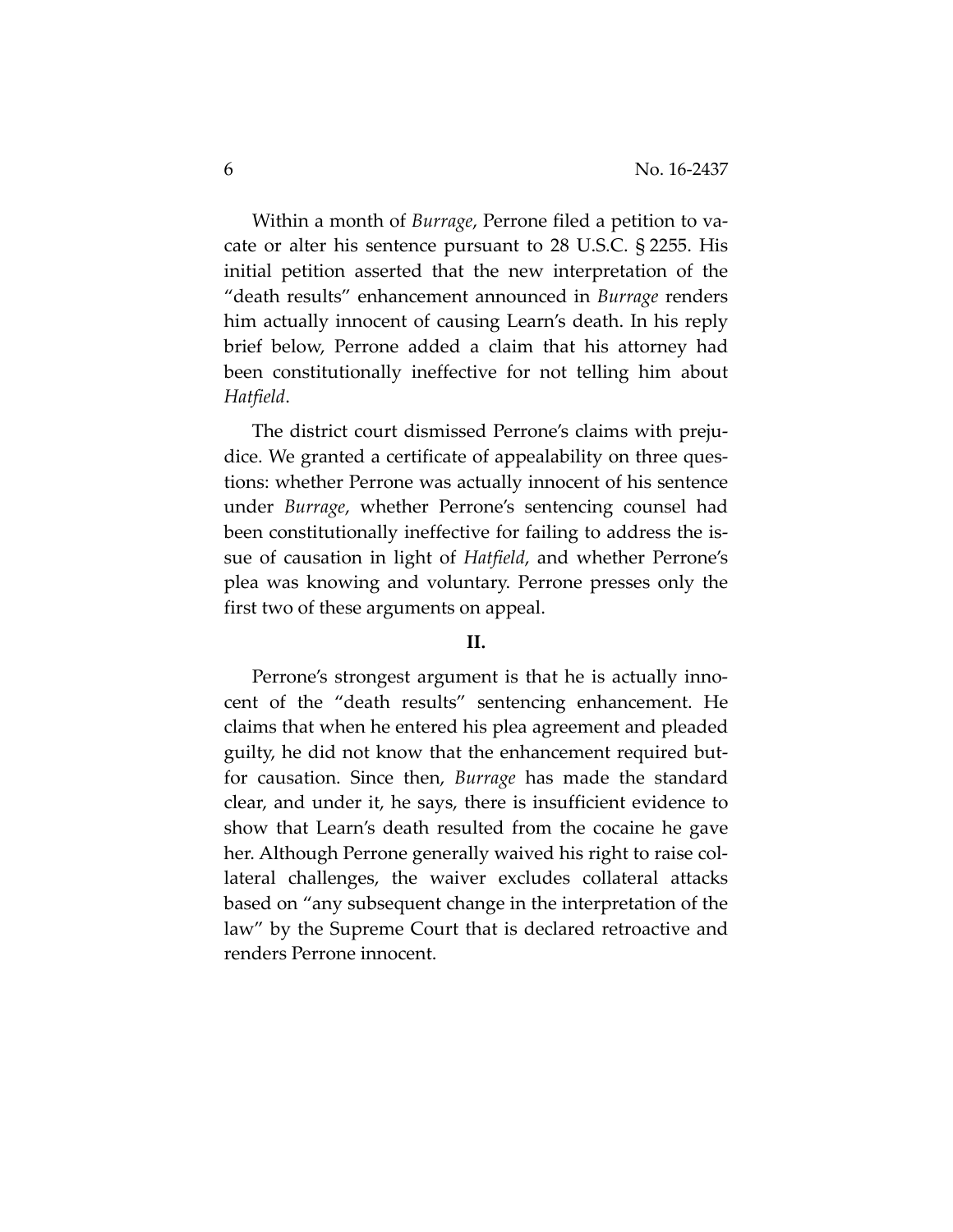Within a month of *Burrage*, Perrone filed a petition to vacate or alter his sentence pursuant to 28 U.S.C. § 2255. His initial petition asserted that the new interpretation of the "death results" enhancement announced in *Burrage* renders him actually innocent of causing Learn's death. In his reply brief below, Perrone added a claim that his attorney had been constitutionally ineffective for not telling him about *Hatfield*.

The district court dismissed Perrone's claims with prejudice. We granted a certificate of appealability on three questions: whether Perrone was actually innocent of his sentence under *Burrage*, whether Perrone's sentencing counsel had been constitutionally ineffective for failing to address the issue of causation in light of *Hatfield*, and whether Perrone's plea was knowing and voluntary. Perrone presses only the first two of these arguments on appeal.

## II.

Perrone's strongest argument is that he is actually innocent of the "death results" sentencing enhancement. He claims that when he entered his plea agreement and pleaded guilty, he did not know that the enhancement required but-for causation. Since then, *Burrage* has made the standard clear, and under it, he says, there is insufficient evidence to show that Learn's death resulted from the cocaine he gave her. Although Perrone generally waived his right to raise collateral challenges, the waiver excludes collateral attacks based on "any subsequent change in the interpretation of the law" by the Supreme Court that is declared retroactive and renders Perrone innocent.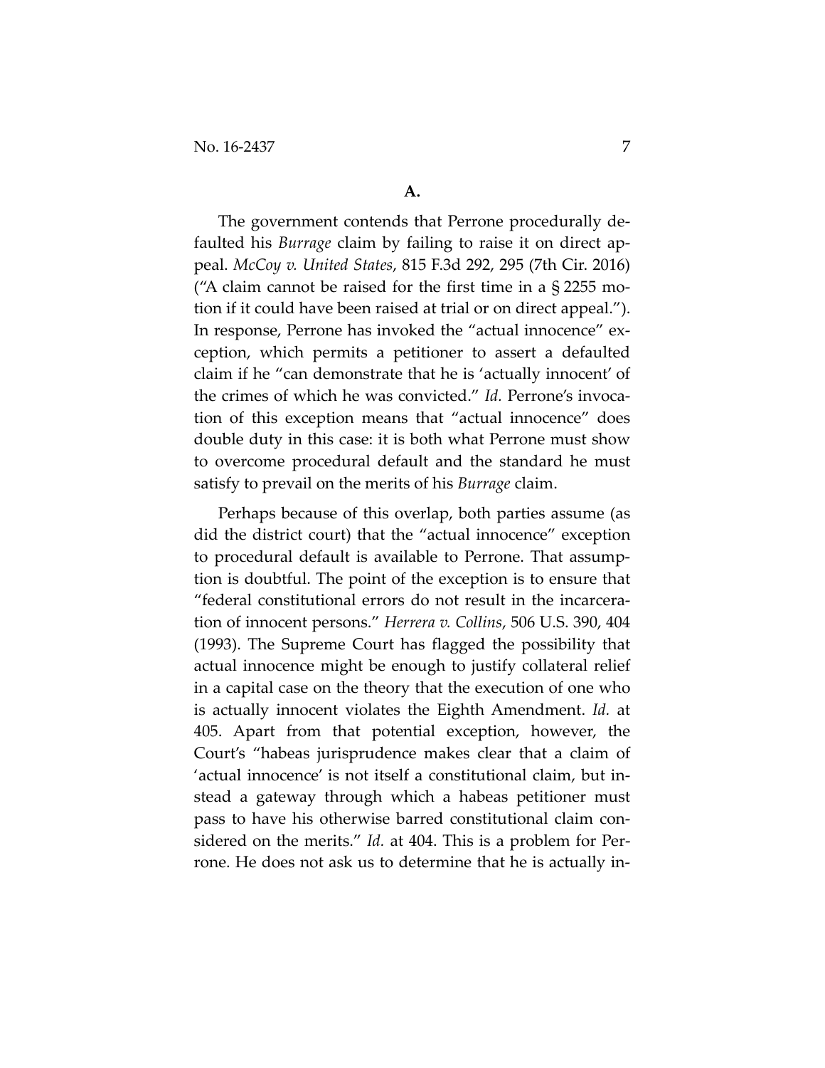**A.**

The government contends that Perrone procedurally defaulted his *Burrage* claim by failing to raise it on direct appeal. *McCoy v. United States*, 815 F.3d 292, 295 (7th Cir. 2016) ("A claim cannot be raised for the first time in a § 2255 motion if it could have been raised at trial or on direct appeal."). In response, Perrone has invoked the "actual innocence" exception, which permits a petitioner to assert a defaulted claim if he "can demonstrate that he is 'actually innocent' of the crimes of which he was convicted." *Id.* Perrone's invocation of this exception means that "actual innocence" does double duty in this case: it is both what Perrone must show to overcome procedural default and the standard he must satisfy to prevail on the merits of his *Burrage* claim.

Perhaps because of this overlap, both parties assume (as did the district court) that the "actual innocence" exception to procedural default is available to Perrone. That assumption is doubtful. The point of the exception is to ensure that "federal constitutional errors do not result in the incarceration of innocent persons." *Herrera v. Collins*, 506 U.S. 390, 404 (1993). The Supreme Court has flagged the possibility that actual innocence might be enough to justify collateral relief in a capital case on the theory that the execution of one who is actually innocent violates the Eighth Amendment. *Id.* at 405. Apart from that potential exception, however, the Court's "habeas jurisprudence makes clear that a claim of 'actual innocence' is not itself a constitutional claim, but instead a gateway through which a habeas petitioner must pass to have his otherwise barred constitutional claim considered on the merits." *Id.* at 404. This is a problem for Perrone. He does not ask us to determine that he is actually in-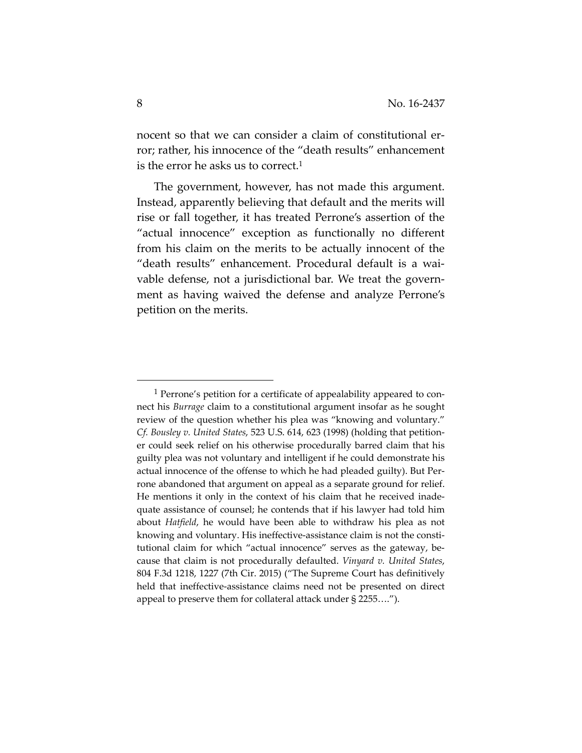nocent so that we can consider a claim of constitutional error; rather, his innocence of the "death results" enhancement is the error he asks us to correct.[1]

The government, however, has not made this argument. Instead, apparently believing that default and the merits will rise or fall together, it has treated Perrone's assertion of the "actual innocence" exception as functionally no different from his claim on the merits to be actually innocent of the "death results" enhancement. Procedural default is a waivable defense, not a jurisdictional bar. We treat the government as having waived the defense and analyze Perrone's petition on the merits.

---

[1] Perrone's petition for a certificate of appealability appeared to connect his *Burrage* claim to a constitutional argument insofar as he sought review of the question whether his plea was "knowing and voluntary." *Cf. Bousley v. United States*, 523 U.S. 614, 623 (1998) (holding that petitioner could seek relief on his otherwise procedurally barred claim that his guilty plea was not voluntary and intelligent if he could demonstrate his actual innocence of the offense to which he had pleaded guilty). But Perrone abandoned that argument on appeal as a separate ground for relief. He mentions it only in the context of his claim that he received inadequate assistance of counsel; he contends that if his lawyer had told him about *Hatfield*, he would have been able to withdraw his plea as not knowing and voluntary. His ineffective-assistance claim is not the constitutional claim for which "actual innocence" serves as the gateway, because that claim is not procedurally defaulted. *Vinyard v. United States*, 804 F.3d 1218, 1227 (7th Cir. 2015) ("The Supreme Court has definitively held that ineffective-assistance claims need not be presented on direct appeal to preserve them for collateral attack under § 2255….").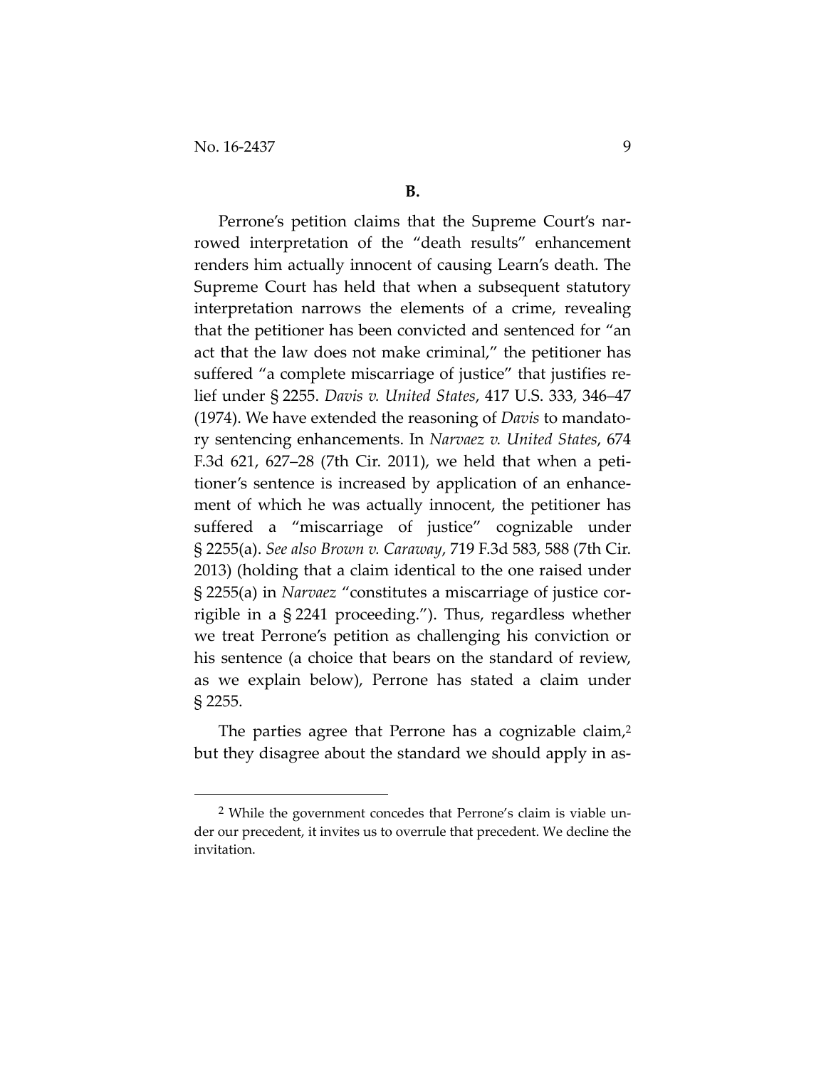**B.**

Perrone's petition claims that the Supreme Court's narrowed interpretation of the "death results" enhancement renders him actually innocent of causing Learn's death. The Supreme Court has held that when a subsequent statutory interpretation narrows the elements of a crime, revealing that the petitioner has been convicted and sentenced for "an act that the law does not make criminal," the petitioner has suffered "a complete miscarriage of justice" that justifies relief under § 2255. *Davis v. United States*, 417 U.S. 333, 346–47 (1974). We have extended the reasoning of *Davis* to mandatory sentencing enhancements. In *Narvaez v. United States*, 674 F.3d 621, 627–28 (7th Cir. 2011), we held that when a petitioner's sentence is increased by application of an enhancement of which he was actually innocent, the petitioner has suffered a "miscarriage of justice" cognizable under § 2255(a). *See also Brown v. Caraway*, 719 F.3d 583, 588 (7th Cir. 2013) (holding that a claim identical to the one raised under § 2255(a) in *Narvaez* "constitutes a miscarriage of justice corrigible in a § 2241 proceeding."). Thus, regardless whether we treat Perrone's petition as challenging his conviction or his sentence (a choice that bears on the standard of review, as we explain below), Perrone has stated a claim under § 2255.

The parties agree that Perrone has a cognizable claim,[2] but they disagree about the standard we should apply in as-

[2] While the government concedes that Perrone's claim is viable under our precedent, it invites us to overrule that precedent. We decline the invitation.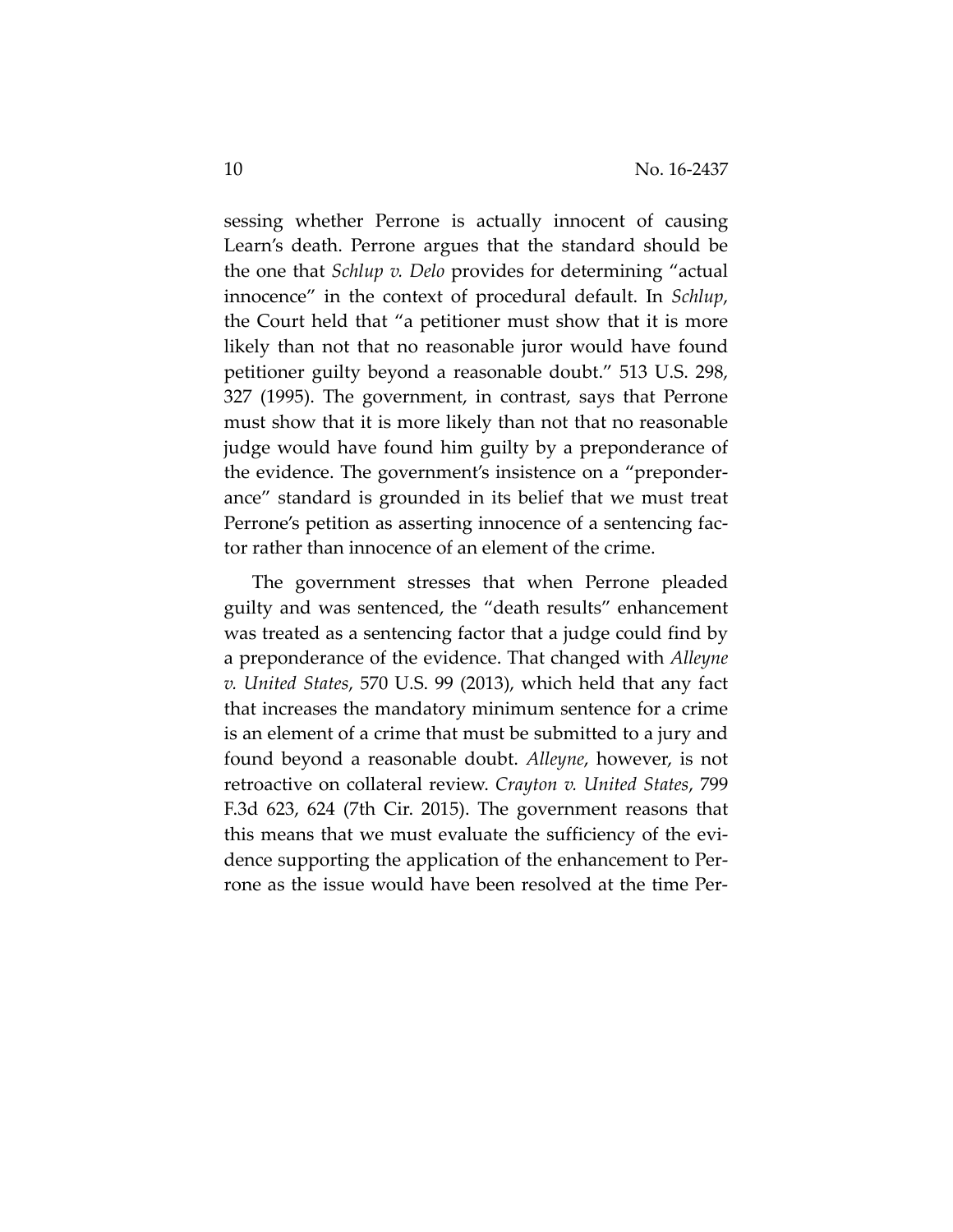sessing whether Perrone is actually innocent of causing Learn's death. Perrone argues that the standard should be the one that *Schlup v. Delo* provides for determining "actual innocence" in the context of procedural default. In *Schlup*, the Court held that "a petitioner must show that it is more likely than not that no reasonable juror would have found petitioner guilty beyond a reasonable doubt." 513 U.S. 298, 327 (1995). The government, in contrast, says that Perrone must show that it is more likely than not that no reasonable judge would have found him guilty by a preponderance of the evidence. The government's insistence on a "preponderance" standard is grounded in its belief that we must treat Perrone's petition as asserting innocence of a sentencing factor rather than innocence of an element of the crime.

The government stresses that when Perrone pleaded guilty and was sentenced, the "death results" enhancement was treated as a sentencing factor that a judge could find by a preponderance of the evidence. That changed with *Alleyne v. United States*, 570 U.S. 99 (2013), which held that any fact that increases the mandatory minimum sentence for a crime is an element of a crime that must be submitted to a jury and found beyond a reasonable doubt. *Alleyne*, however, is not retroactive on collateral review. *Crayton v. United States*, 799 F.3d 623, 624 (7th Cir. 2015). The government reasons that this means that we must evaluate the sufficiency of the evidence supporting the application of the enhancement to Perrone as the issue would have been resolved at the time Per-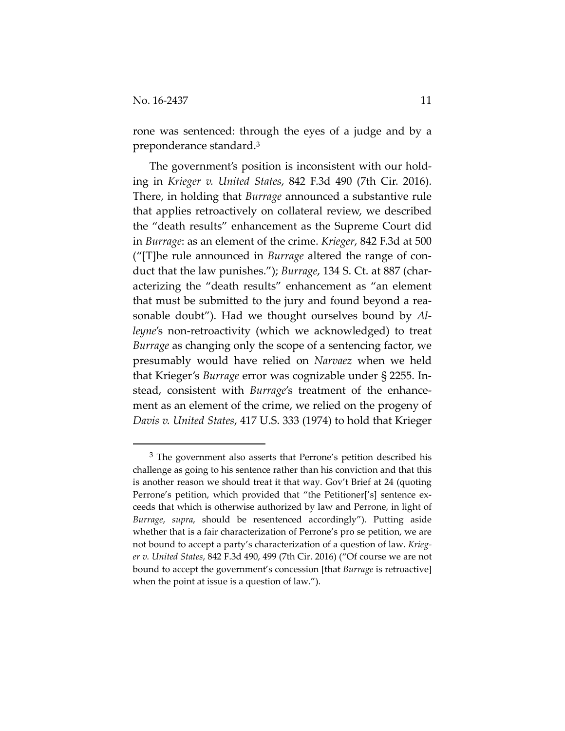rone was sentenced: through the eyes of a judge and by a preponderance standard.[3]

The government's position is inconsistent with our holding in *Krieger v. United States*, 842 F.3d 490 (7th Cir. 2016). There, in holding that *Burrage* announced a substantive rule that applies retroactively on collateral review, we described the "death results" enhancement as the Supreme Court did in *Burrage*: as an element of the crime. *Krieger*, 842 F.3d at 500 ("[T]he rule announced in *Burrage* altered the range of conduct that the law punishes."); *Burrage*, 134 S. Ct. at 887 (characterizing the "death results" enhancement as "an element that must be submitted to the jury and found beyond a reasonable doubt"). Had we thought ourselves bound by *Alleyne*'s non-retroactivity (which we acknowledged) to treat *Burrage* as changing only the scope of a sentencing factor, we presumably would have relied on *Narvaez* when we held that Krieger's *Burrage* error was cognizable under § 2255. Instead, consistent with *Burrage*'s treatment of the enhancement as an element of the crime, we relied on the progeny of *Davis v. United States*, 417 U.S. 333 (1974) to hold that Krieger

---

[3] The government also asserts that Perrone's petition described his challenge as going to his sentence rather than his conviction and that this is another reason we should treat it that way. Gov't Brief at 24 (quoting Perrone's petition, which provided that "the Petitioner['s] sentence exceeds that which is otherwise authorized by law and Perrone, in light of *Burrage*, *supra*, should be resentenced accordingly"). Putting aside whether that is a fair characterization of Perrone's pro se petition, we are not bound to accept a party's characterization of a question of law. *Krieger v. United States*, 842 F.3d 490, 499 (7th Cir. 2016) ("Of course we are not bound to accept the government's concession [that *Burrage* is retroactive] when the point at issue is a question of law.").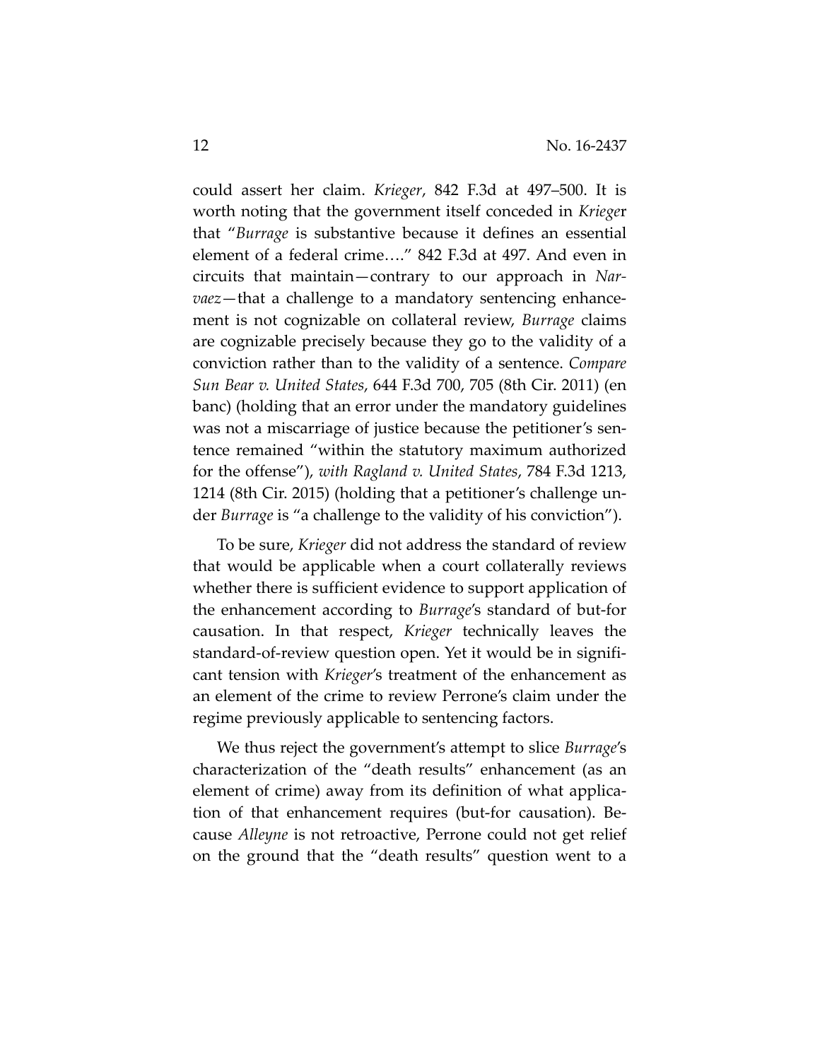could assert her claim. *Krieger*, 842 F.3d at 497–500. It is worth noting that the government itself conceded in *Krieger* that "*Burrage* is substantive because it defines an essential element of a federal crime…." 842 F.3d at 497. And even in circuits that maintain—contrary to our approach in *Narvaez*—that a challenge to a mandatory sentencing enhancement is not cognizable on collateral review, *Burrage* claims are cognizable precisely because they go to the validity of a conviction rather than to the validity of a sentence. *Compare Sun Bear v. United States*, 644 F.3d 700, 705 (8th Cir. 2011) (en banc) (holding that an error under the mandatory guidelines was not a miscarriage of justice because the petitioner's sentence remained "within the statutory maximum authorized for the offense"), *with Ragland v. United States*, 784 F.3d 1213, 1214 (8th Cir. 2015) (holding that a petitioner's challenge under *Burrage* is "a challenge to the validity of his conviction").

To be sure, *Krieger* did not address the standard of review that would be applicable when a court collaterally reviews whether there is sufficient evidence to support application of the enhancement according to *Burrage*'s standard of but-for causation. In that respect, *Krieger* technically leaves the standard-of-review question open. Yet it would be in significant tension with *Krieger*'s treatment of the enhancement as an element of the crime to review Perrone's claim under the regime previously applicable to sentencing factors.

We thus reject the government's attempt to slice *Burrage*'s characterization of the "death results" enhancement (as an element of crime) away from its definition of what application of that enhancement requires (but-for causation). Because *Alleyne* is not retroactive, Perrone could not get relief on the ground that the "death results" question went to a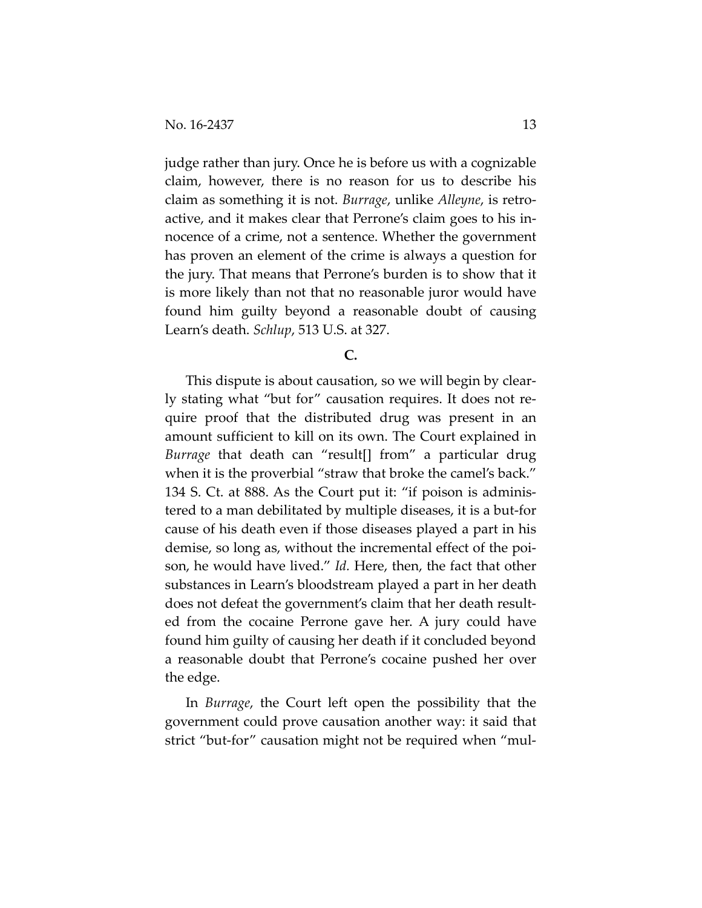judge rather than jury. Once he is before us with a cognizable claim, however, there is no reason for us to describe his claim as something it is not. *Burrage*, unlike *Alleyne*, is retroactive, and it makes clear that Perrone's claim goes to his innocence of a crime, not a sentence. Whether the government has proven an element of the crime is always a question for the jury. That means that Perrone's burden is to show that it is more likely than not that no reasonable juror would have found him guilty beyond a reasonable doubt of causing Learn's death. *Schlup*, 513 U.S. at 327.

### C.

This dispute is about causation, so we will begin by clearly stating what "but for" causation requires. It does not require proof that the distributed drug was present in an amount sufficient to kill on its own. The Court explained in *Burrage* that death can "result[] from" a particular drug when it is the proverbial "straw that broke the camel's back." 134 S. Ct. at 888. As the Court put it: "if poison is administered to a man debilitated by multiple diseases, it is a but-for cause of his death even if those diseases played a part in his demise, so long as, without the incremental effect of the poison, he would have lived." *Id.* Here, then, the fact that other substances in Learn's bloodstream played a part in her death does not defeat the government's claim that her death resulted from the cocaine Perrone gave her. A jury could have found him guilty of causing her death if it concluded beyond a reasonable doubt that Perrone's cocaine pushed her over the edge.

In *Burrage*, the Court left open the possibility that the government could prove causation another way: it said that strict "but-for" causation might not be required when "mul-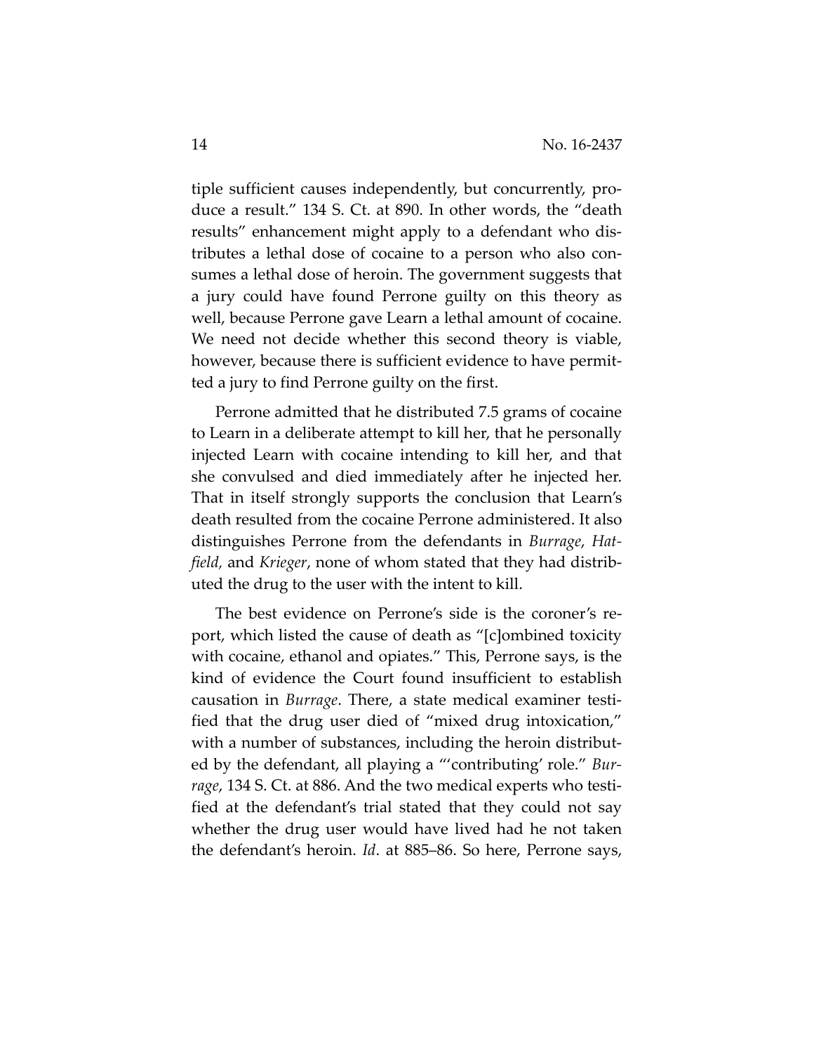tiple sufficient causes independently, but concurrently, produce a result." 134 S. Ct. at 890. In other words, the "death results" enhancement might apply to a defendant who distributes a lethal dose of cocaine to a person who also consumes a lethal dose of heroin. The government suggests that a jury could have found Perrone guilty on this theory as well, because Perrone gave Learn a lethal amount of cocaine. We need not decide whether this second theory is viable, however, because there is sufficient evidence to have permitted a jury to find Perrone guilty on the first.

Perrone admitted that he distributed 7.5 grams of cocaine to Learn in a deliberate attempt to kill her, that he personally injected Learn with cocaine intending to kill her, and that she convulsed and died immediately after he injected her. That in itself strongly supports the conclusion that Learn's death resulted from the cocaine Perrone administered. It also distinguishes Perrone from the defendants in *Burrage*, *Hatfield,* and *Krieger*, none of whom stated that they had distributed the drug to the user with the intent to kill.

The best evidence on Perrone's side is the coroner's report, which listed the cause of death as "[c]ombined toxicity with cocaine, ethanol and opiates." This, Perrone says, is the kind of evidence the Court found insufficient to establish causation in *Burrage*. There, a state medical examiner testified that the drug user died of "mixed drug intoxication," with a number of substances, including the heroin distributed by the defendant, all playing a "'contributing' role." *Burrage*, 134 S. Ct. at 886. And the two medical experts who testified at the defendant's trial stated that they could not say whether the drug user would have lived had he not taken the defendant's heroin. *Id*. at 885–86. So here, Perrone says,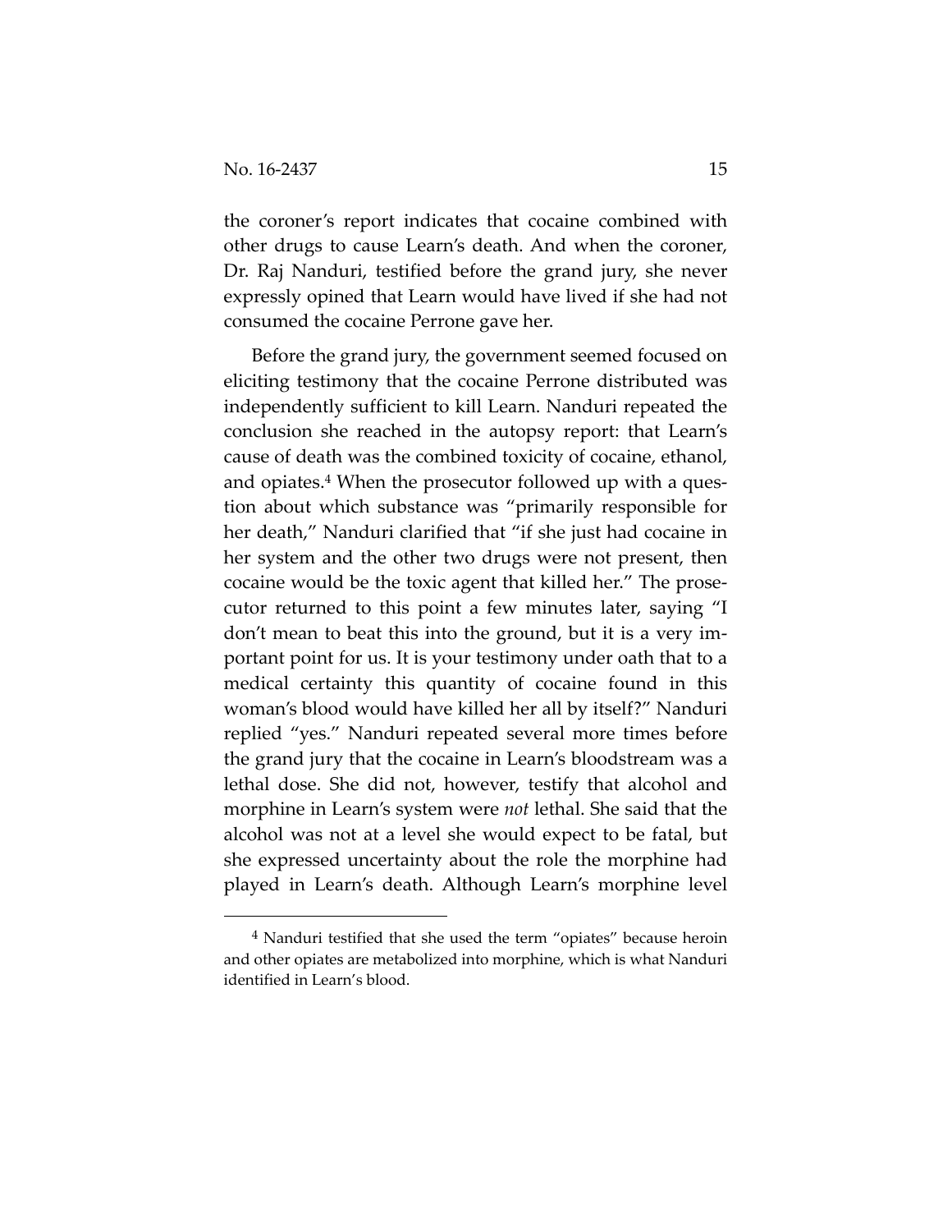the coroner's report indicates that cocaine combined with other drugs to cause Learn's death. And when the coroner, Dr. Raj Nanduri, testified before the grand jury, she never expressly opined that Learn would have lived if she had not consumed the cocaine Perrone gave her.

Before the grand jury, the government seemed focused on eliciting testimony that the cocaine Perrone distributed was independently sufficient to kill Learn. Nanduri repeated the conclusion she reached in the autopsy report: that Learn's cause of death was the combined toxicity of cocaine, ethanol, and opiates.[4] When the prosecutor followed up with a question about which substance was "primarily responsible for her death," Nanduri clarified that "if she just had cocaine in her system and the other two drugs were not present, then cocaine would be the toxic agent that killed her." The prosecutor returned to this point a few minutes later, saying "I don't mean to beat this into the ground, but it is a very important point for us. It is your testimony under oath that to a medical certainty this quantity of cocaine found in this woman's blood would have killed her all by itself?" Nanduri replied "yes." Nanduri repeated several more times before the grand jury that the cocaine in Learn's bloodstream was a lethal dose. She did not, however, testify that alcohol and morphine in Learn's system were *not* lethal. She said that the alcohol was not at a level she would expect to be fatal, but she expressed uncertainty about the role the morphine had played in Learn's death. Although Learn's morphine level

---

[4] Nanduri testified that she used the term "opiates" because heroin and other opiates are metabolized into morphine, which is what Nanduri identified in Learn's blood.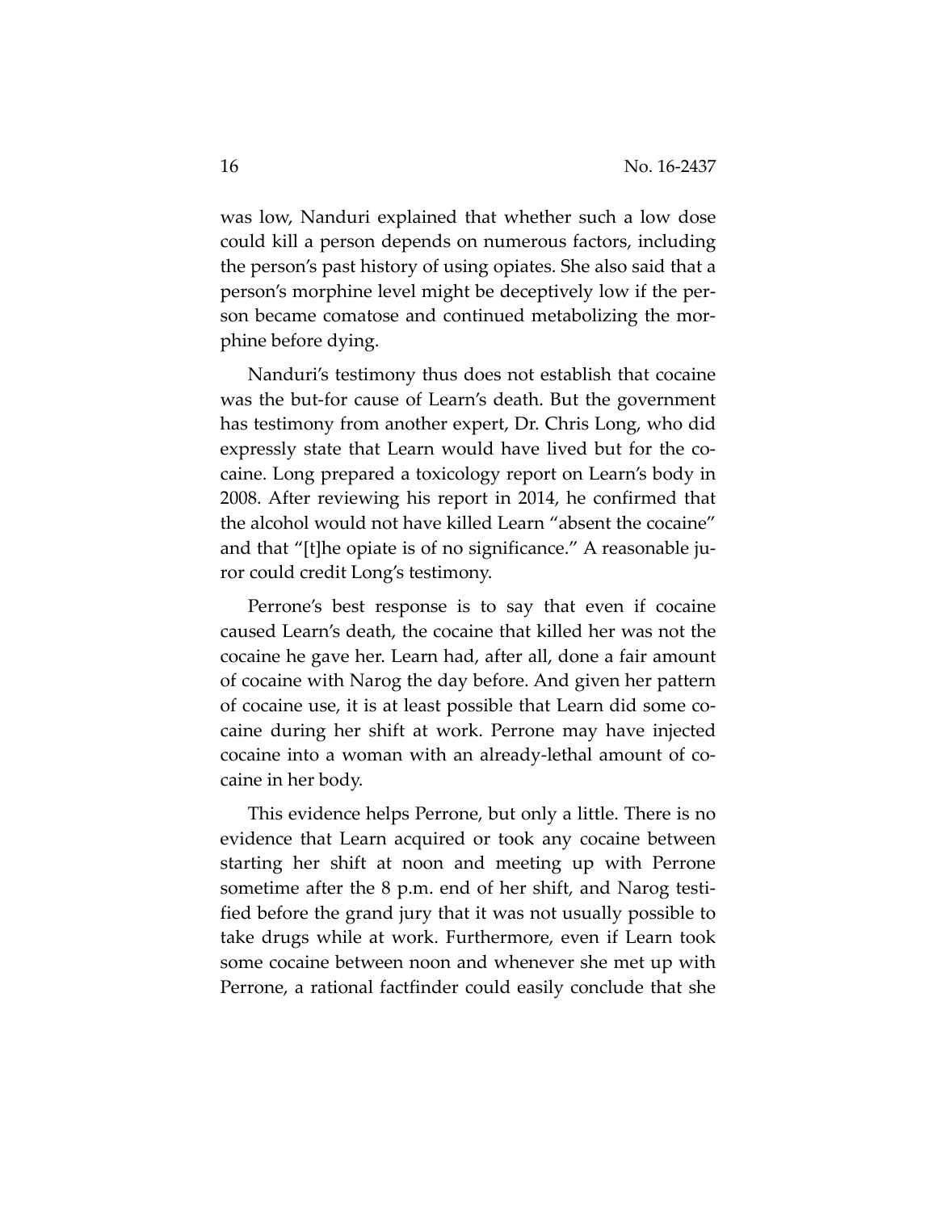was low, Nanduri explained that whether such a low dose could kill a person depends on numerous factors, including the person's past history of using opiates. She also said that a person's morphine level might be deceptively low if the person became comatose and continued metabolizing the morphine before dying.

Nanduri's testimony thus does not establish that cocaine was the but-for cause of Learn's death. But the government has testimony from another expert, Dr. Chris Long, who did expressly state that Learn would have lived but for the cocaine. Long prepared a toxicology report on Learn's body in 2008. After reviewing his report in 2014, he confirmed that the alcohol would not have killed Learn "absent the cocaine" and that "[t]he opiate is of no significance." A reasonable juror could credit Long's testimony.

Perrone's best response is to say that even if cocaine caused Learn's death, the cocaine that killed her was not the cocaine he gave her. Learn had, after all, done a fair amount of cocaine with Narog the day before. And given her pattern of cocaine use, it is at least possible that Learn did some cocaine during her shift at work. Perrone may have injected cocaine into a woman with an already-lethal amount of cocaine in her body.

This evidence helps Perrone, but only a little. There is no evidence that Learn acquired or took any cocaine between starting her shift at noon and meeting up with Perrone sometime after the 8 p.m. end of her shift, and Narog testified before the grand jury that it was not usually possible to take drugs while at work. Furthermore, even if Learn took some cocaine between noon and whenever she met up with Perrone, a rational factfinder could easily conclude that she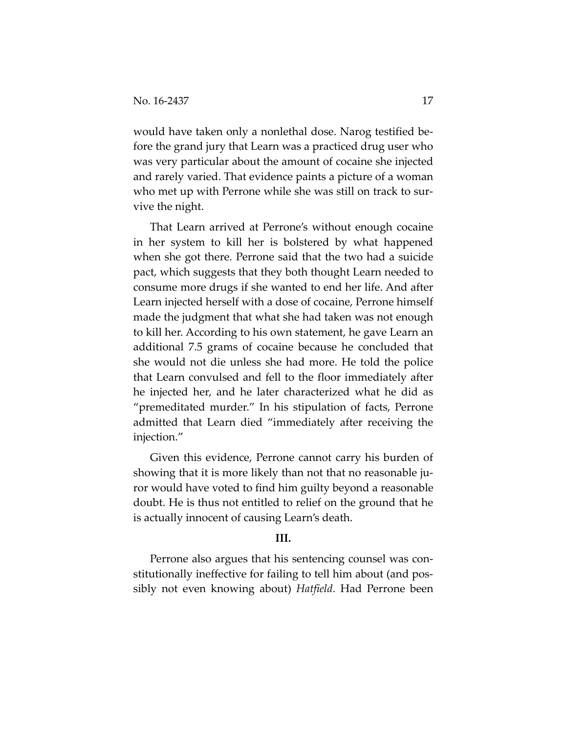would have taken only a nonlethal dose. Narog testified before the grand jury that Learn was a practiced drug user who was very particular about the amount of cocaine she injected and rarely varied. That evidence paints a picture of a woman who met up with Perrone while she was still on track to survive the night.

That Learn arrived at Perrone's without enough cocaine in her system to kill her is bolstered by what happened when she got there. Perrone said that the two had a suicide pact, which suggests that they both thought Learn needed to consume more drugs if she wanted to end her life. And after Learn injected herself with a dose of cocaine, Perrone himself made the judgment that what she had taken was not enough to kill her. According to his own statement, he gave Learn an additional 7.5 grams of cocaine because he concluded that she would not die unless she had more. He told the police that Learn convulsed and fell to the floor immediately after he injected her, and he later characterized what he did as "premeditated murder." In his stipulation of facts, Perrone admitted that Learn died "immediately after receiving the injection."

Given this evidence, Perrone cannot carry his burden of showing that it is more likely than not that no reasonable juror would have voted to find him guilty beyond a reasonable doubt. He is thus not entitled to relief on the ground that he is actually innocent of causing Learn's death.

### III.

Perrone also argues that his sentencing counsel was constitutionally ineffective for failing to tell him about (and possibly not even knowing about) *Hatfield*. Had Perrone been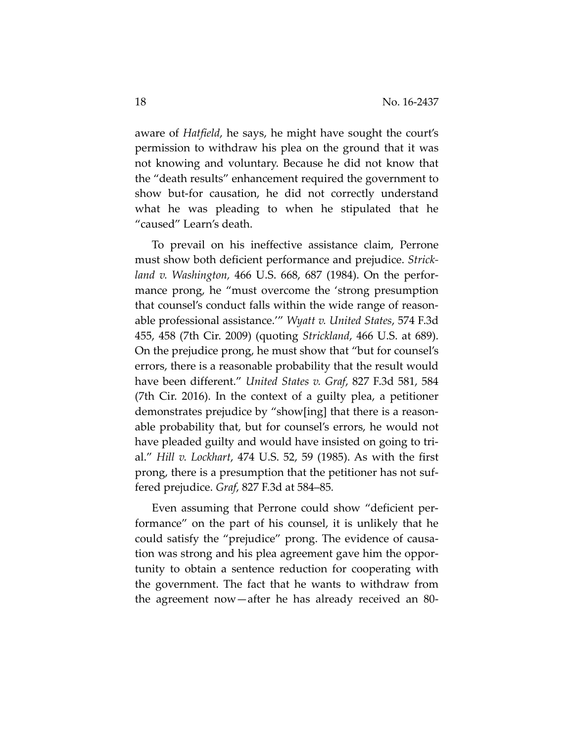aware of *Hatfield*, he says, he might have sought the court's permission to withdraw his plea on the ground that it was not knowing and voluntary. Because he did not know that the "death results" enhancement required the government to show but-for causation, he did not correctly understand what he was pleading to when he stipulated that he "caused" Learn's death.

To prevail on his ineffective assistance claim, Perrone must show both deficient performance and prejudice. *Strickland v. Washington*, 466 U.S. 668, 687 (1984). On the performance prong, he "must overcome the 'strong presumption that counsel's conduct falls within the wide range of reasonable professional assistance.'" *Wyatt v. United States*, 574 F.3d 455, 458 (7th Cir. 2009) (quoting *Strickland*, 466 U.S. at 689). On the prejudice prong, he must show that "but for counsel's errors, there is a reasonable probability that the result would have been different." *United States v. Graf*, 827 F.3d 581, 584 (7th Cir. 2016). In the context of a guilty plea, a petitioner demonstrates prejudice by "show[ing] that there is a reasonable probability that, but for counsel's errors, he would not have pleaded guilty and would have insisted on going to trial." *Hill v. Lockhart*, 474 U.S. 52, 59 (1985). As with the first prong, there is a presumption that the petitioner has not suffered prejudice. *Graf*, 827 F.3d at 584–85.

Even assuming that Perrone could show "deficient performance" on the part of his counsel, it is unlikely that he could satisfy the "prejudice" prong. The evidence of causation was strong and his plea agreement gave him the opportunity to obtain a sentence reduction for cooperating with the government. The fact that he wants to withdraw from the agreement now—after he has already received an 80-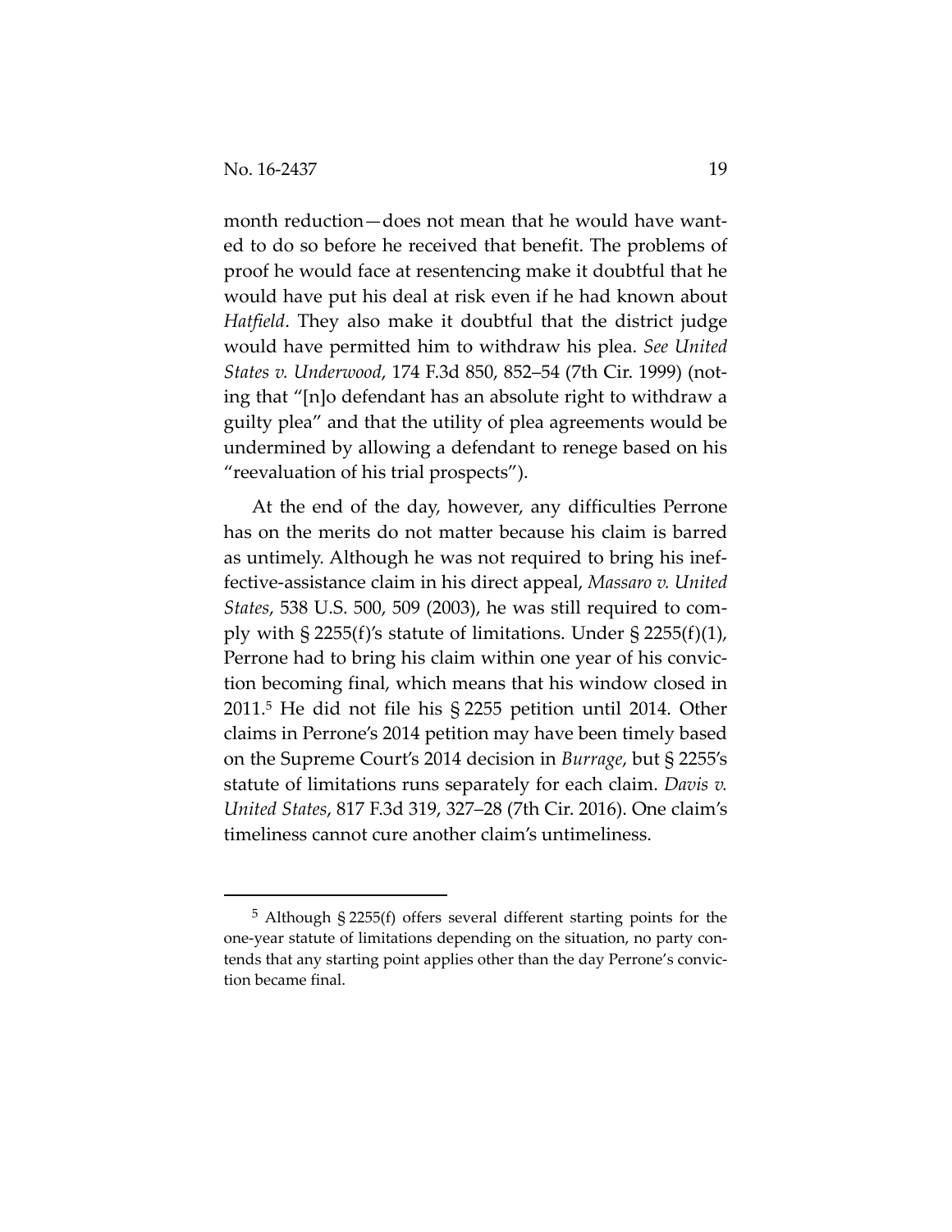month reduction—does not mean that he would have wanted to do so before he received that benefit. The problems of proof he would face at resentencing make it doubtful that he would have put his deal at risk even if he had known about *Hatfield*. They also make it doubtful that the district judge would have permitted him to withdraw his plea. *See United States v. Underwood*, 174 F.3d 850, 852–54 (7th Cir. 1999) (noting that "[n]o defendant has an absolute right to withdraw a guilty plea" and that the utility of plea agreements would be undermined by allowing a defendant to renege based on his "reevaluation of his trial prospects").

At the end of the day, however, any difficulties Perrone has on the merits do not matter because his claim is barred as untimely. Although he was not required to bring his ineffective-assistance claim in his direct appeal, *Massaro v. United States*, 538 U.S. 500, 509 (2003), he was still required to comply with § 2255(f)'s statute of limitations. Under § 2255(f)(1), Perrone had to bring his claim within one year of his conviction becoming final, which means that his window closed in 2011.[5] He did not file his § 2255 petition until 2014. Other claims in Perrone's 2014 petition may have been timely based on the Supreme Court's 2014 decision in *Burrage*, but § 2255's statute of limitations runs separately for each claim. *Davis v. United States*, 817 F.3d 319, 327–28 (7th Cir. 2016). One claim's timeliness cannot cure another claim's untimeliness.

---

[5] Although § 2255(f) offers several different starting points for the one-year statute of limitations depending on the situation, no party contends that any starting point applies other than the day Perrone's conviction became final.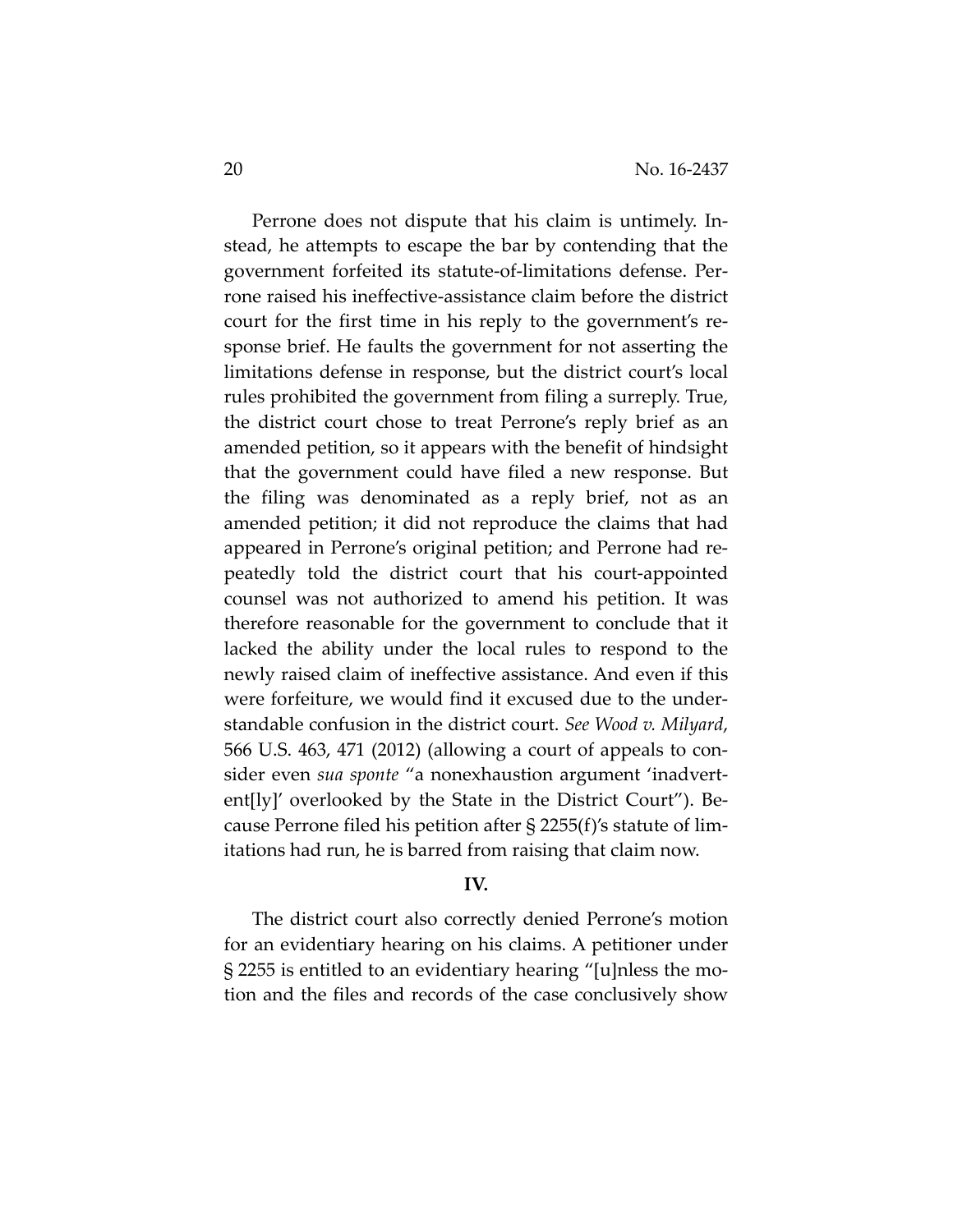Perrone does not dispute that his claim is untimely. Instead, he attempts to escape the bar by contending that the government forfeited its statute-of-limitations defense. Perrone raised his ineffective-assistance claim before the district court for the first time in his reply to the government's response brief. He faults the government for not asserting the limitations defense in response, but the district court's local rules prohibited the government from filing a surreply. True, the district court chose to treat Perrone's reply brief as an amended petition, so it appears with the benefit of hindsight that the government could have filed a new response. But the filing was denominated as a reply brief, not as an amended petition; it did not reproduce the claims that had appeared in Perrone's original petition; and Perrone had repeatedly told the district court that his court-appointed counsel was not authorized to amend his petition. It was therefore reasonable for the government to conclude that it lacked the ability under the local rules to respond to the newly raised claim of ineffective assistance. And even if this were forfeiture, we would find it excused due to the understandable confusion in the district court. *See Wood v. Milyard*, 566 U.S. 463, 471 (2012) (allowing a court of appeals to consider even *sua sponte* "a nonexhaustion argument 'inadvert-ent[ly]' overlooked by the State in the District Court"). Because Perrone filed his petition after § 2255(f)'s statute of limitations had run, he is barred from raising that claim now.

## IV.

The district court also correctly denied Perrone's motion for an evidentiary hearing on his claims. A petitioner under § 2255 is entitled to an evidentiary hearing "[u]nless the motion and the files and records of the case conclusively show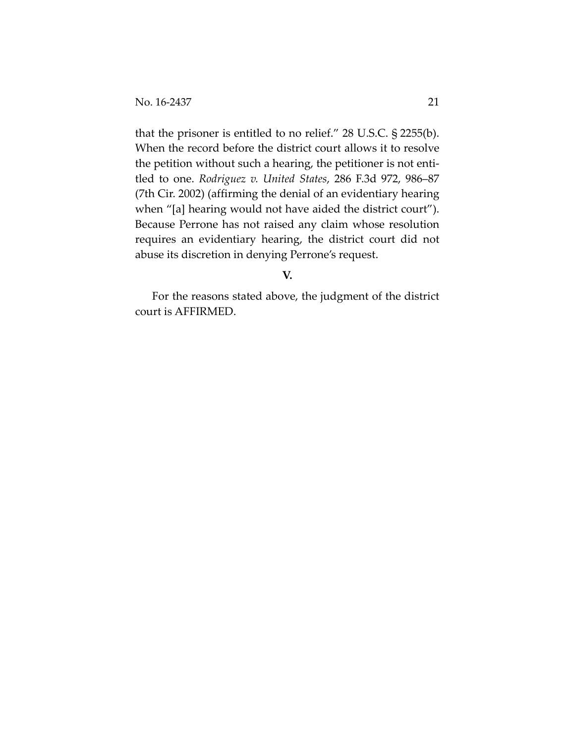that the prisoner is entitled to no relief." 28 U.S.C. § 2255(b). When the record before the district court allows it to resolve the petition without such a hearing, the petitioner is not entitled to one. *Rodriguez v. United States*, 286 F.3d 972, 986–87 (7th Cir. 2002) (affirming the denial of an evidentiary hearing when "[a] hearing would not have aided the district court"). Because Perrone has not raised any claim whose resolution requires an evidentiary hearing, the district court did not abuse its discretion in denying Perrone's request.

**V.**

For the reasons stated above, the judgment of the district court is AFFIRMED.